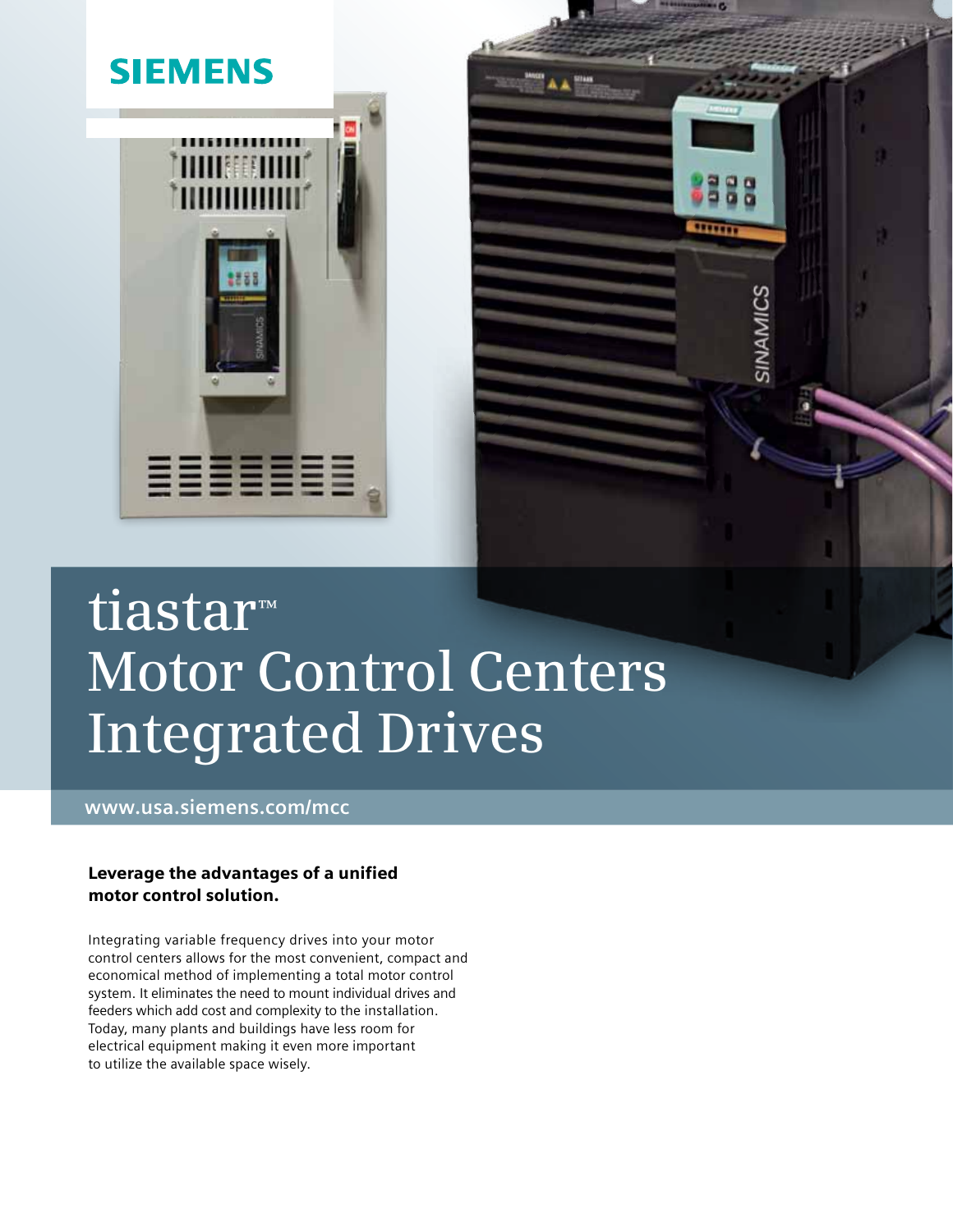SIEMENS

# tiastar™ Motor Control Centers Integrated Drives

www.usa.siemens.com/mcc

**Leverage the advantages of a unified motor control solution.**

Integrating variable frequency drives into your motor control centers allows for the most convenient, compact and economical method of implementing a total motor control system. It eliminates the need to mount individual drives and feeders which add cost and complexity to the installation. Today, many plants and buildings have less room for electrical equipment making it even more important to utilize the available space wisely.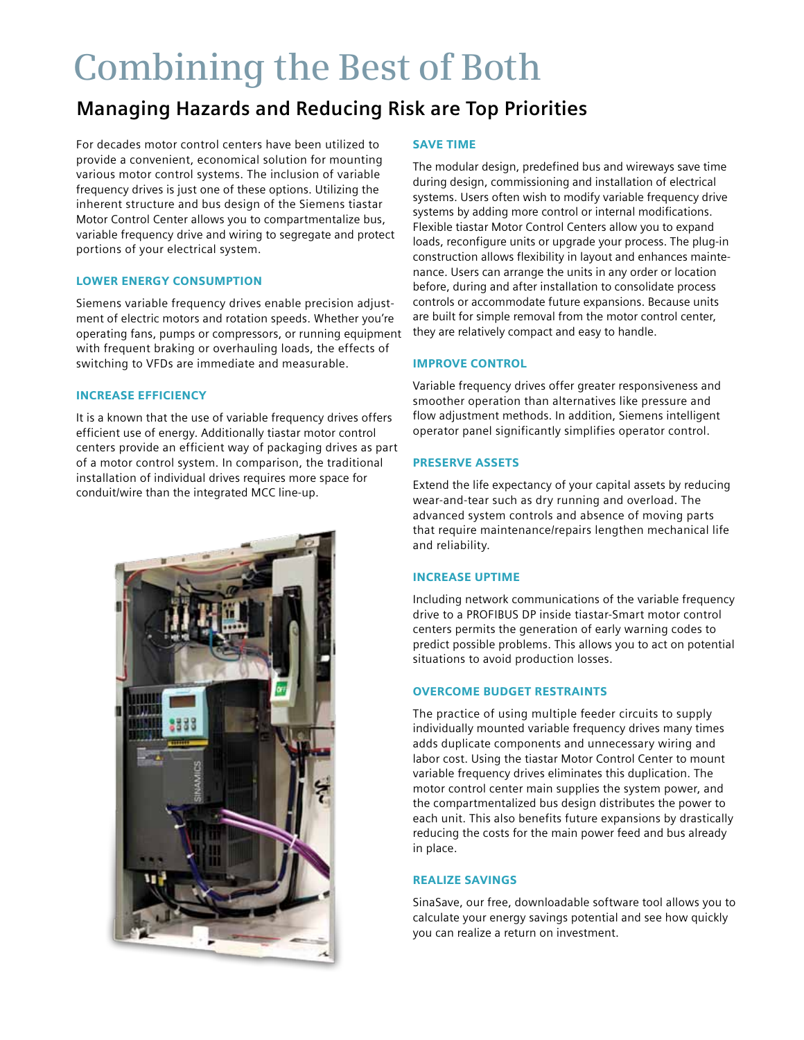# Combining the Best of Both

## Managing Hazards and Reducing Risk are Top Priorities

For decades motor control centers have been utilized to provide a convenient, economical solution for mounting various motor control systems. The inclusion of variable frequency drives is just one of these options. Utilizing the inherent structure and bus design of the Siemens tiastar Motor Control Center allows you to compartmentalize bus, variable frequency drive and wiring to segregate and protect portions of your electrical system.

### LOWER ENERGY CONSUMPTION

Siemens variable frequency drives enable precision adjustment of electric motors and rotation speeds. Whether you're operating fans, pumps or compressors, or running equipment with frequent braking or overhauling loads, the effects of switching to VFDs are immediate and measurable.

### INCREASE EFFICIENCY

It is a known that the use of variable frequency drives offers efficient use of energy. Additionally tiastar motor control centers provide an efficient way of packaging drives as part of a motor control system. In comparison, the traditional installation of individual drives requires more space for conduit/wire than the integrated MCC line-up.

### SAVE TIME

The modular design, predefined bus and wireways save time during design, commissioning and installation of electrical systems. Users often wish to modify variable frequency drive systems by adding more control or internal modifications. Flexible tiastar Motor Control Centers allow you to expand loads, reconfigure units or upgrade your process. The plug-in construction allows flexibility in layout and enhances maintenance. Users can arrange the units in any order or location before, during and after installation to consolidate process controls or accommodate future expansions. Because units are built for simple removal from the motor control center, they are relatively compact and easy to handle.

### IMPROVE CONTROL

Variable frequency drives offer greater responsiveness and smoother operation than alternatives like pressure and flow adjustment methods. In addition, Siemens intelligent operator panel significantly simplifies operator control.

### PRESERVE ASSETS

Extend the life expectancy of your capital assets by reducing wear-and-tear such as dry running and overload. The advanced system controls and absence of moving parts that require maintenance/repairs lengthen mechanical life and reliability.

### INCREASE UPTIME

Including network communications of the variable frequency drive to a PROFIBUS DP inside tiastar-Smart motor control centers permits the generation of early warning codes to predict possible problems. This allows you to act on potential situations to avoid production losses.

### OVERCOME BUDGET RESTRAINTS

The practice of using multiple feeder circuits to supply individually mounted variable frequency drives many times adds duplicate components and unnecessary wiring and labor cost. Using the tiastar Motor Control Center to mount variable frequency drives eliminates this duplication. The motor control center main supplies the system power, and the compartmentalized bus design distributes the power to each unit. This also benefits future expansions by drastically reducing the costs for the main power feed and bus already in place.

### REALIZE SAVINGS

SinaSave, our free, downloadable software tool allows you to calculate your energy savings potential and see how quickly you can realize a return on investment.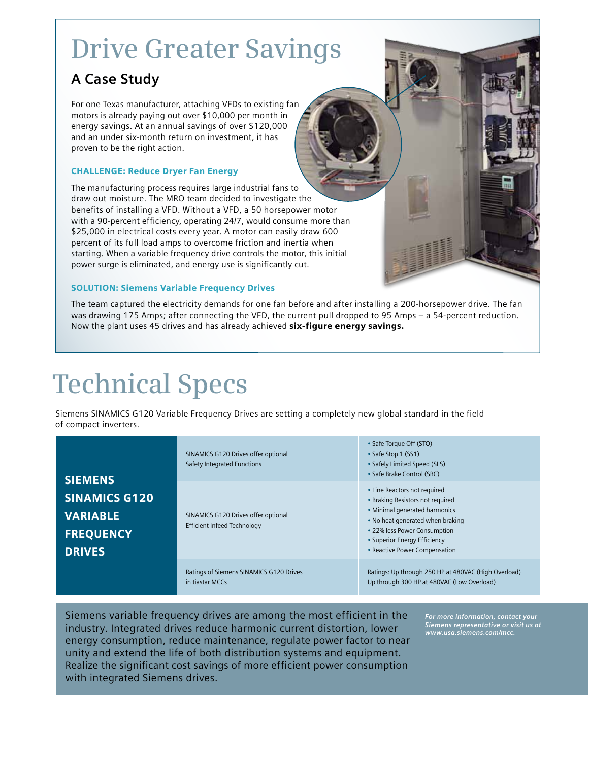# Drive Greater Savings

## A Case Study

For one Texas manufacturer, attaching VFDs to existing fan motors is already paying out over $10,000 per month in energy savings. At an annual savings of over $120,000 and an under six-month return on investment, it has proven to be the right action.

### CHALLENGE: Reduce Dryer Fan Energy

The manufacturing process requires large industrial fans to draw out moisture. The MRO team decided to investigate the benefits of installing a VFD. Without a VFD, a 50 horsepower motor with a 90-percent efficiency, operating 24/7, would consume more than $25,000 in electrical costs every year. A motor can easily draw 600 percent of its full load amps to overcome friction and inertia when starting. When a variable frequency drive controls the motor, this initial power surge is eliminated, and energy use is significantly cut.

### SOLUTION: Siemens Variable Frequency Drives

The team captured the electricity demands for one fan before and after installing a 200-horsepower drive. The fan was drawing 175 Amps; after connecting the VFD, the current pull dropped to 95 Amps – a 54-percent reduction. Now the plant uses 45 drives and has already achieved **six-figure energy savings.**

# Technical Specs

Siemens SINAMICS G120 Variable Frequency Drives are setting a completely new global standard in the field of compact inverters.

| SIEMENS SINAMICS G120 VARIABLE FREQUENCY DRIVES | | |
|---|---|---|
| | SINAMICS G120 Drives offer optional Safety Integrated Functions | • Safe Torque Off (STO)<br>• Safe Stop 1 (SS1)<br>• Safely Limited Speed (SLS)<br>• Safe Brake Control (SBC) |
| | SINAMICS G120 Drives offer optional Efficient Infeed Technology | • Line Reactors not required<br>• Braking Resistors not required<br>• Minimal generated harmonics<br>• No heat generated when braking<br>• 22% less Power Consumption<br>• Superior Energy Efficiency<br>• Reactive Power Compensation |
| | Ratings of Siemens SINAMICS G120 Drives in tiastar MCCs | Ratings: Up through 250 HP at 480VAC (High Overload)<br>Up through 300 HP at 480VAC (Low Overload) |

Siemens variable frequency drives are among the most efficient in the industry. Integrated drives reduce harmonic current distortion, lower energy consumption, reduce maintenance, regulate power factor to near unity and extend the life of both distribution systems and equipment. Realize the significant cost savings of more efficient power consumption with integrated Siemens drives.

***For more information, contact your Siemens representative or visit us at www.usa.siemens.com/mcc.***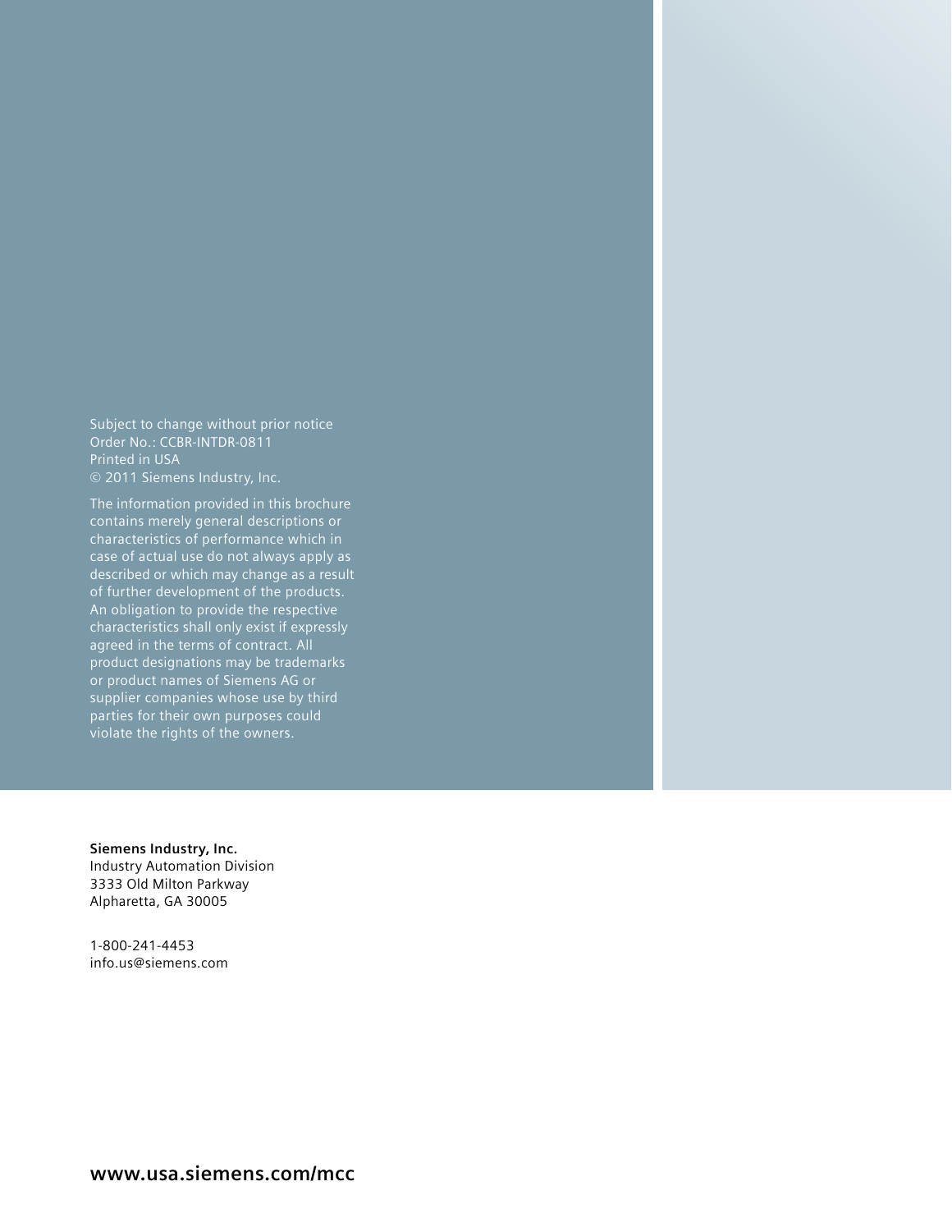Subject to change without prior notice
Order No.: CCBR-INTDR-0811
Printed in USA
© 2011 Siemens Industry, Inc.

The information provided in this brochure contains merely general descriptions or characteristics of performance which in case of actual use do not always apply as described or which may change as a result of further development of the products. An obligation to provide the respective characteristics shall only exist if expressly agreed in the terms of contract. All product designations may be trademarks or product names of Siemens AG or supplier companies whose use by third parties for their own purposes could violate the rights of the owners.

**Siemens Industry, Inc.**
Industry Automation Division
3333 Old Milton Parkway
Alpharetta, GA 30005

1-800-241-4453
info.us@siemens.com

**www.usa.siemens.com/mcc**